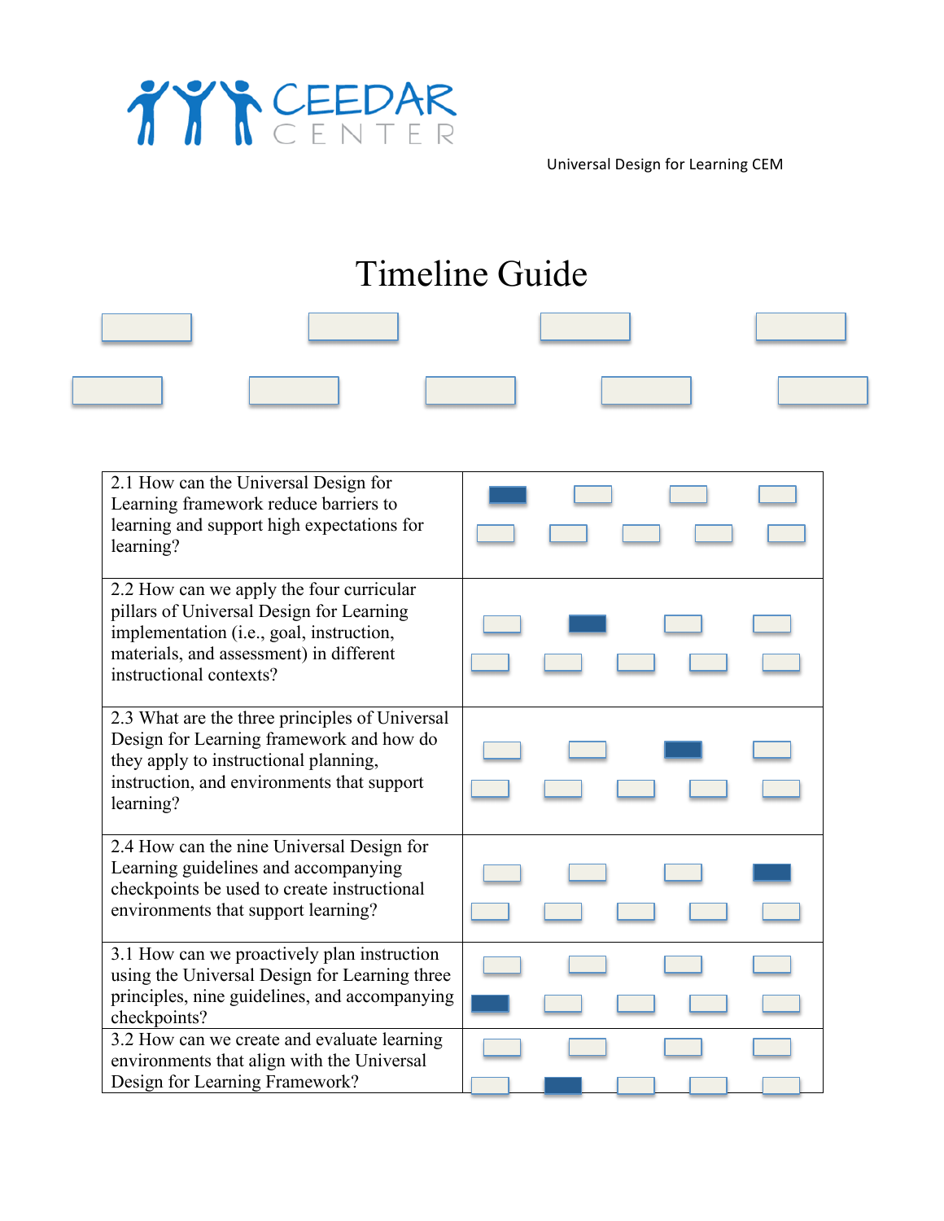CEEDAR CENTER

Universal Design for Learning CEM

# Timeline Guide

| | |
|---|---|
| 2.1 How can the Universal Design for Learning framework reduce barriers to learning and support high expectations for learning? | |
| 2.2 How can we apply the four curricular pillars of Universal Design for Learning implementation (i.e., goal, instruction, materials, and assessment) in different instructional contexts? | |
| 2.3 What are the three principles of Universal Design for Learning framework and how do they apply to instructional planning, instruction, and environments that support learning? | |
| 2.4 How can the nine Universal Design for Learning guidelines and accompanying checkpoints be used to create instructional environments that support learning? | |
| 3.1 How can we proactively plan instruction using the Universal Design for Learning three principles, nine guidelines, and accompanying checkpoints? | |
| 3.2 How can we create and evaluate learning environments that align with the Universal Design for Learning Framework? | |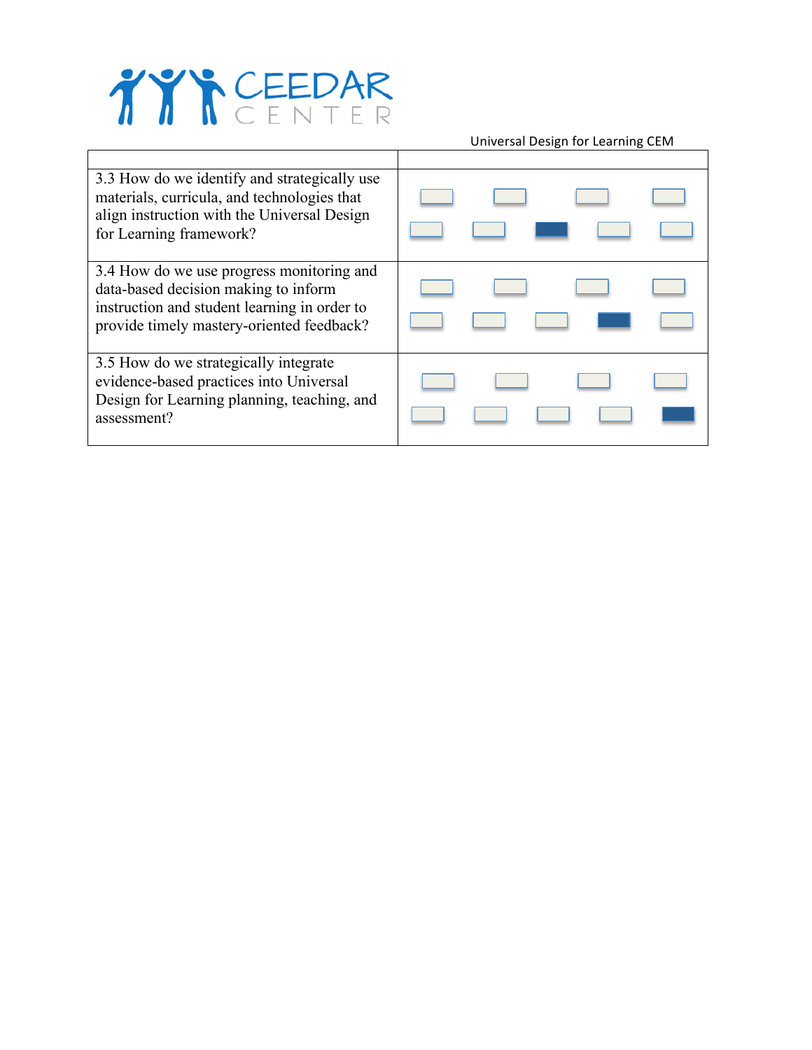| | |
|---|---|
| 3.3 How do we identify and strategically use materials, curricula, and technologies that align instruction with the Universal Design for Learning framework? | |
| 3.4 How do we use progress monitoring and data-based decision making to inform instruction and student learning in order to provide timely mastery-oriented feedback? | |
| 3.5 How do we strategically integrate evidence-based practices into Universal Design for Learning planning, teaching, and assessment? | |